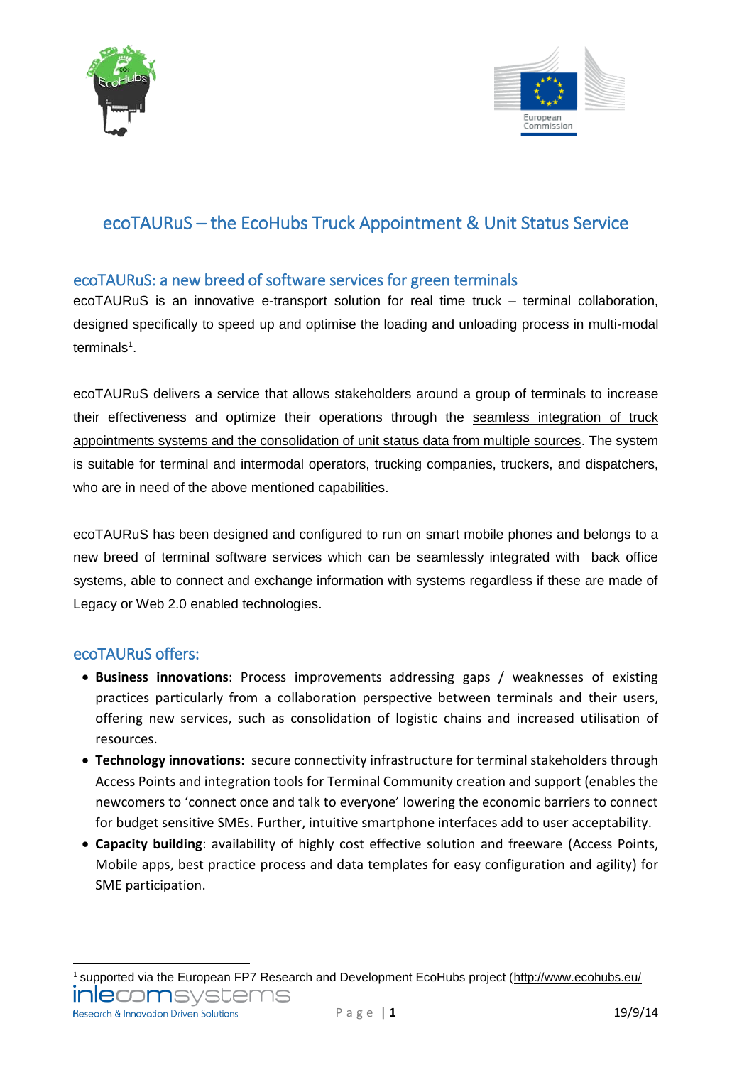# ecoTAURuS – the EcoHubs Truck Appointment & Unit Status Service

## ecoTAURuS: a new breed of software services for green terminals

ecoTAURuS is an innovative e-transport solution for real time truck – terminal collaboration, designed specifically to speed up and optimise the loading and unloading process in multi-modal terminals[1].

ecoTAURuS delivers a service that allows stakeholders around a group of terminals to increase their effectiveness and optimize their operations through the seamless integration of truck appointments systems and the consolidation of unit status data from multiple sources. The system is suitable for terminal and intermodal operators, trucking companies, truckers, and dispatchers, who are in need of the above mentioned capabilities.

ecoTAURuS has been designed and configured to run on smart mobile phones and belongs to a new breed of terminal software services which can be seamlessly integrated with back office systems, able to connect and exchange information with systems regardless if these are made of Legacy or Web 2.0 enabled technologies.

## ecoTAURuS offers:

- **Business innovations**: Process improvements addressing gaps / weaknesses of existing practices particularly from a collaboration perspective between terminals and their users, offering new services, such as consolidation of logistic chains and increased utilisation of resources.
- **Technology innovations:** secure connectivity infrastructure for terminal stakeholders through Access Points and integration tools for Terminal Community creation and support (enables the newcomers to 'connect once and talk to everyone' lowering the economic barriers to connect for budget sensitive SMEs. Further, intuitive smartphone interfaces add to user acceptability.
- **Capacity building**: availability of highly cost effective solution and freeware (Access Points, Mobile apps, best practice process and data templates for easy configuration and agility) for SME participation.

[1] supported via the European FP7 Research and Development EcoHubs project (http://www.ecohubs.eu/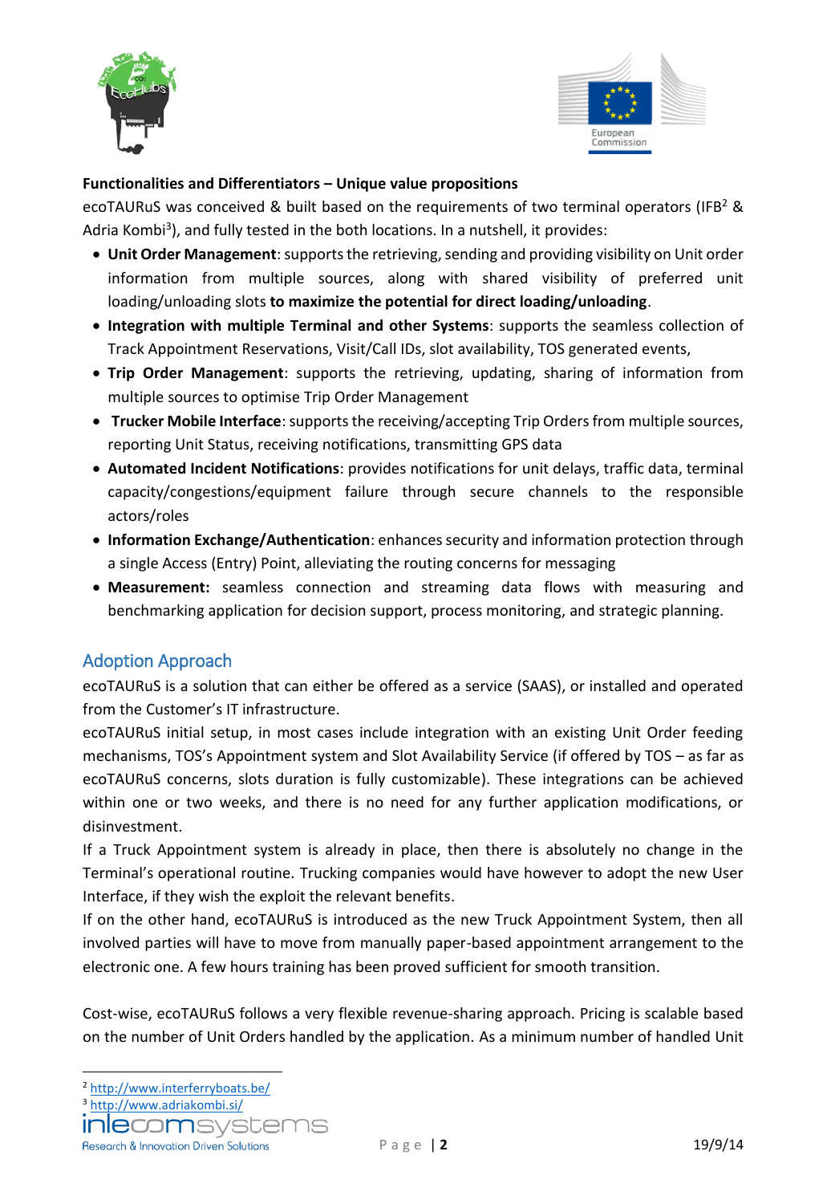**Functionalities and Differentiators – Unique value propositions**

ecoTAURuS was conceived & built based on the requirements of two terminal operators (IFB[2] & Adria Kombi[3]), and fully tested in the both locations. In a nutshell, it provides:

- **Unit Order Management**: supports the retrieving, sending and providing visibility on Unit order information from multiple sources, along with shared visibility of preferred unit loading/unloading slots **to maximize the potential for direct loading/unloading**.
- **Integration with multiple Terminal and other Systems**: supports the seamless collection of Track Appointment Reservations, Visit/Call IDs, slot availability, TOS generated events,
- **Trip Order Management**: supports the retrieving, updating, sharing of information from multiple sources to optimise Trip Order Management
- **Trucker Mobile Interface**: supports the receiving/accepting Trip Orders from multiple sources, reporting Unit Status, receiving notifications, transmitting GPS data
- **Automated Incident Notifications**: provides notifications for unit delays, traffic data, terminal capacity/congestions/equipment failure through secure channels to the responsible actors/roles
- **Information Exchange/Authentication**: enhances security and information protection through a single Access (Entry) Point, alleviating the routing concerns for messaging
- **Measurement:** seamless connection and streaming data flows with measuring and benchmarking application for decision support, process monitoring, and strategic planning.

## Adoption Approach

ecoTAURuS is a solution that can either be offered as a service (SAAS), or installed and operated from the Customer's IT infrastructure.

ecoTAURuS initial setup, in most cases include integration with an existing Unit Order feeding mechanisms, TOS's Appointment system and Slot Availability Service (if offered by TOS – as far as ecoTAURuS concerns, slots duration is fully customizable). These integrations can be achieved within one or two weeks, and there is no need for any further application modifications, or disinvestment.

If a Truck Appointment system is already in place, then there is absolutely no change in the Terminal's operational routine. Trucking companies would have however to adopt the new User Interface, if they wish the exploit the relevant benefits.

If on the other hand, ecoTAURuS is introduced as the new Truck Appointment System, then all involved parties will have to move from manually paper-based appointment arrangement to the electronic one. A few hours training has been proved sufficient for smooth transition.

Cost-wise, ecoTAURuS follows a very flexible revenue-sharing approach. Pricing is scalable based on the number of Unit Orders handled by the application. As a minimum number of handled Unit

---

[2] http://www.interferryboats.be/

[3] http://www.adriakombi.si/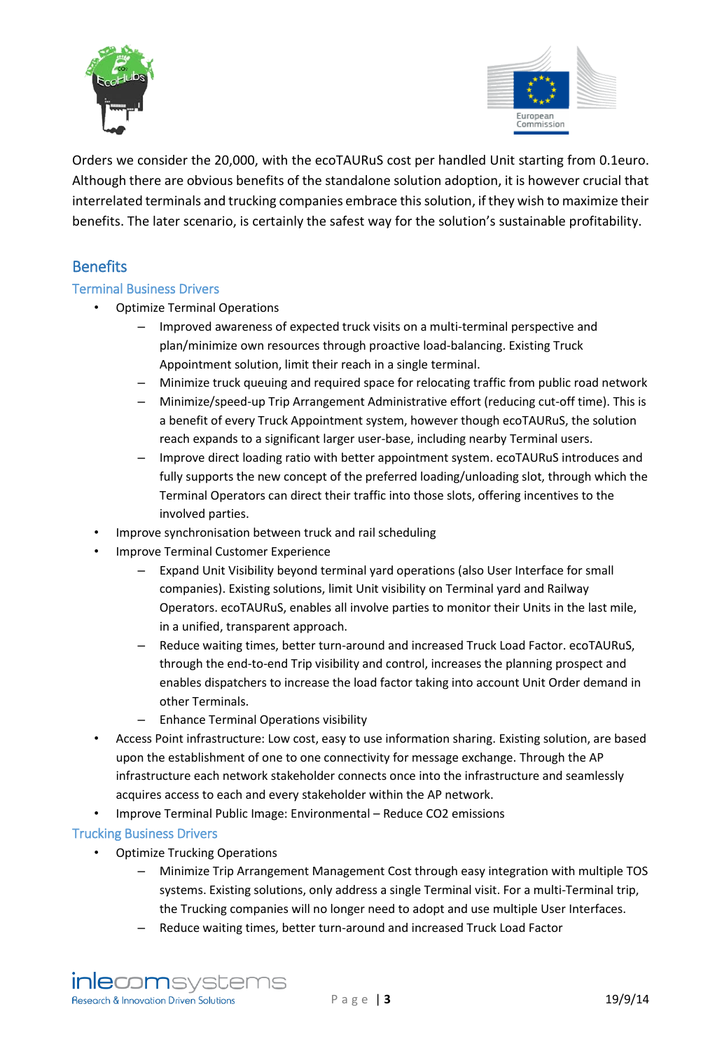Orders we consider the 20,000, with the ecoTAURuS cost per handled Unit starting from 0.1euro. Although there are obvious benefits of the standalone solution adoption, it is however crucial that interrelated terminals and trucking companies embrace this solution, if they wish to maximize their benefits. The later scenario, is certainly the safest way for the solution's sustainable profitability.

## Benefits

### Terminal Business Drivers

- Optimize Terminal Operations
  - Improved awareness of expected truck visits on a multi-terminal perspective and plan/minimize own resources through proactive load-balancing. Existing Truck Appointment solution, limit their reach in a single terminal.
  - Minimize truck queuing and required space for relocating traffic from public road network
  - Minimize/speed-up Trip Arrangement Administrative effort (reducing cut-off time). This is a benefit of every Truck Appointment system, however though ecoTAURuS, the solution reach expands to a significant larger user-base, including nearby Terminal users.
  - Improve direct loading ratio with better appointment system. ecoTAURuS introduces and fully supports the new concept of the preferred loading/unloading slot, through which the Terminal Operators can direct their traffic into those slots, offering incentives to the involved parties.
- Improve synchronisation between truck and rail scheduling
- Improve Terminal Customer Experience
  - Expand Unit Visibility beyond terminal yard operations (also User Interface for small companies). Existing solutions, limit Unit visibility on Terminal yard and Railway Operators. ecoTAURuS, enables all involve parties to monitor their Units in the last mile, in a unified, transparent approach.
  - Reduce waiting times, better turn-around and increased Truck Load Factor. ecoTAURuS, through the end-to-end Trip visibility and control, increases the planning prospect and enables dispatchers to increase the load factor taking into account Unit Order demand in other Terminals.
  - Enhance Terminal Operations visibility
- Access Point infrastructure: Low cost, easy to use information sharing. Existing solution, are based upon the establishment of one to one connectivity for message exchange. Through the AP infrastructure each network stakeholder connects once into the infrastructure and seamlessly acquires access to each and every stakeholder within the AP network.
- Improve Terminal Public Image: Environmental – Reduce $CO_2$ emissions

### Trucking Business Drivers

- Optimize Trucking Operations
  - Minimize Trip Arrangement Management Cost through easy integration with multiple TOS systems. Existing solutions, only address a single Terminal visit. For a multi-Terminal trip, the Trucking companies will no longer need to adopt and use multiple User Interfaces.
  - Reduce waiting times, better turn-around and increased Truck Load Factor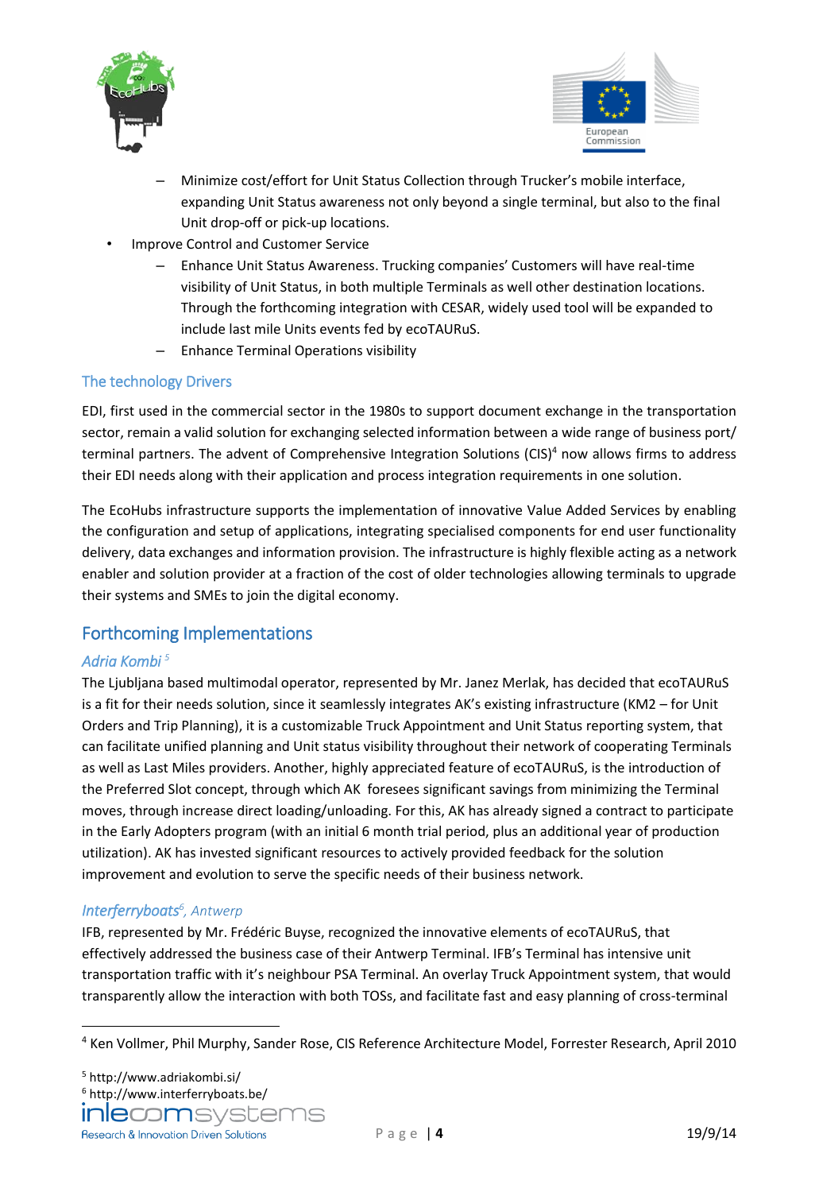- Minimize cost/effort for Unit Status Collection through Trucker's mobile interface, expanding Unit Status awareness not only beyond a single terminal, but also to the final Unit drop-off or pick-up locations.

- Improve Control and Customer Service
  - Enhance Unit Status Awareness. Trucking companies' Customers will have real-time visibility of Unit Status, in both multiple Terminals as well other destination locations. Through the forthcoming integration with CESAR, widely used tool will be expanded to include last mile Units events fed by ecoTAURuS.
  - Enhance Terminal Operations visibility

### The technology Drivers

EDI, first used in the commercial sector in the 1980s to support document exchange in the transportation sector, remain a valid solution for exchanging selected information between a wide range of business port/ terminal partners. The advent of Comprehensive Integration Solutions (CIS)[4] now allows firms to address their EDI needs along with their application and process integration requirements in one solution.

The EcoHubs infrastructure supports the implementation of innovative Value Added Services by enabling the configuration and setup of applications, integrating specialised components for end user functionality delivery, data exchanges and information provision. The infrastructure is highly flexible acting as a network enabler and solution provider at a fraction of the cost of older technologies allowing terminals to upgrade their systems and SMEs to join the digital economy.

## Forthcoming Implementations

### *Adria Kombi* [5]

The Ljubljana based multimodal operator, represented by Mr. Janez Merlak, has decided that ecoTAURuS is a fit for their needs solution, since it seamlessly integrates AK's existing infrastructure (KM2 – for Unit Orders and Trip Planning), it is a customizable Truck Appointment and Unit Status reporting system, that can facilitate unified planning and Unit status visibility throughout their network of cooperating Terminals as well as Last Miles providers. Another, highly appreciated feature of ecoTAURuS, is the introduction of the Preferred Slot concept, through which AK foresees significant savings from minimizing the Terminal moves, through increase direct loading/unloading. For this, AK has already signed a contract to participate in the Early Adopters program (with an initial 6 month trial period, plus an additional year of production utilization). AK has invested significant resources to actively provided feedback for the solution improvement and evolution to serve the specific needs of their business network.

### *Interferryboats*[6]*, Antwerp*

IFB, represented by Mr. Frédéric Buyse, recognized the innovative elements of ecoTAURuS, that effectively addressed the business case of their Antwerp Terminal. IFB's Terminal has intensive unit transportation traffic with it's neighbour PSA Terminal. An overlay Truck Appointment system, that would transparently allow the interaction with both TOSs, and facilitate fast and easy planning of cross-terminal

---

[4] Ken Vollmer, Phil Murphy, Sander Rose, CIS Reference Architecture Model, Forrester Research, April 2010

[5] http://www.adriakombi.si/

[6] http://www.interferryboats.be/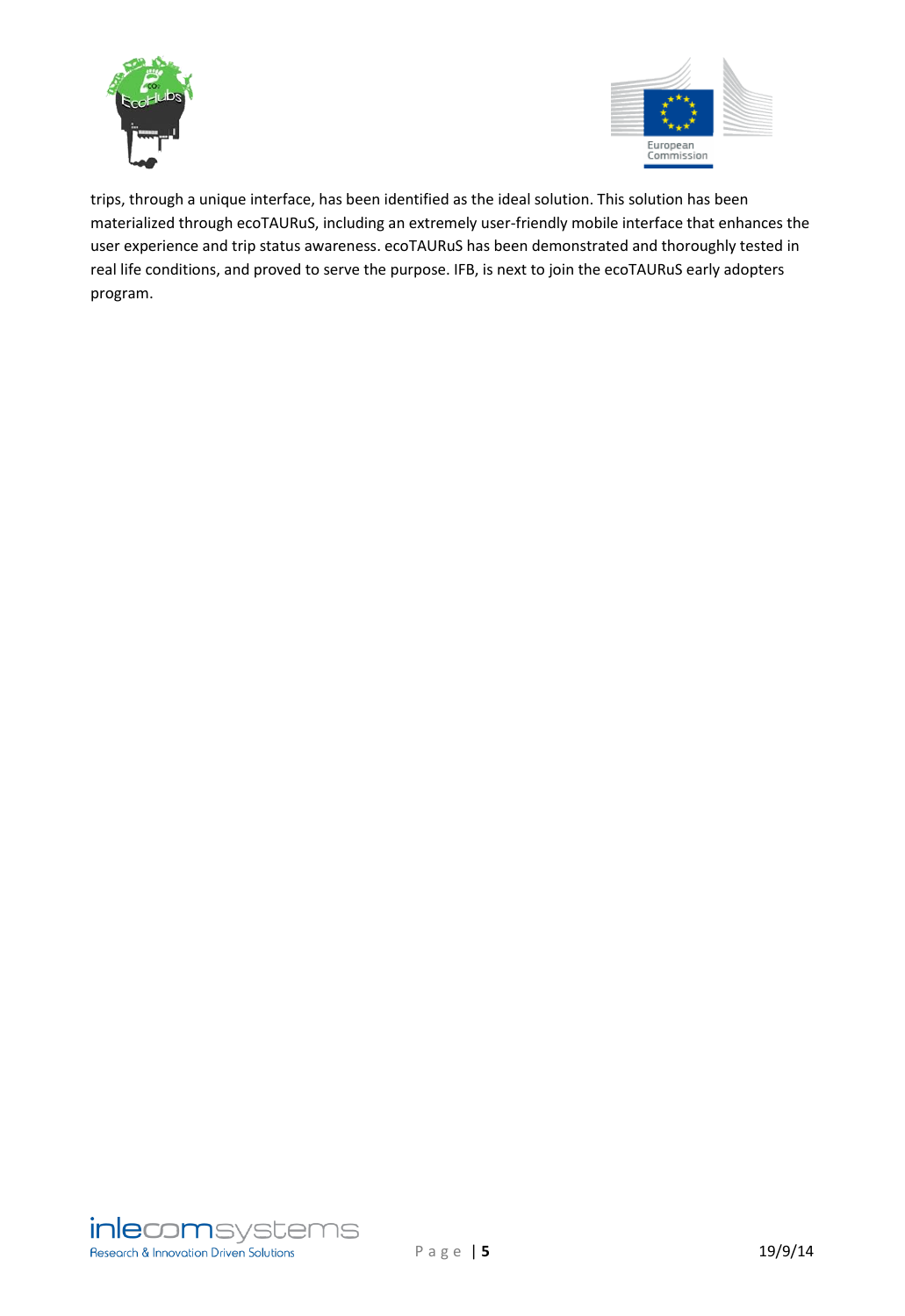trips, through a unique interface, has been identified as the ideal solution. This solution has been materialized through ecoTAURuS, including an extremely user-friendly mobile interface that enhances the user experience and trip status awareness. ecoTAURuS has been demonstrated and thoroughly tested in real life conditions, and proved to serve the purpose. IFB, is next to join the ecoTAURuS early adopters program.